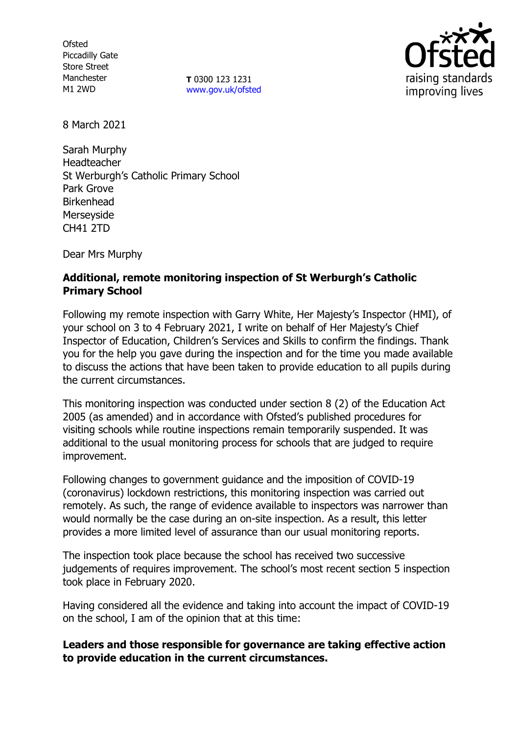Ofsted
Piccadilly Gate
Store Street
Manchester
M1 2WD

**T** 0300 123 1231
www.gov.uk/ofsted

8 March 2021

Sarah Murphy
Headteacher
St Werburgh's Catholic Primary School
Park Grove
Birkenhead
Merseyside
CH41 2TD

Dear Mrs Murphy

**Additional, remote monitoring inspection of St Werburgh's Catholic Primary School**

Following my remote inspection with Garry White, Her Majesty's Inspector (HMI), of your school on 3 to 4 February 2021, I write on behalf of Her Majesty's Chief Inspector of Education, Children's Services and Skills to confirm the findings. Thank you for the help you gave during the inspection and for the time you made available to discuss the actions that have been taken to provide education to all pupils during the current circumstances.

This monitoring inspection was conducted under section 8 (2) of the Education Act 2005 (as amended) and in accordance with Ofsted's published procedures for visiting schools while routine inspections remain temporarily suspended. It was additional to the usual monitoring process for schools that are judged to require improvement.

Following changes to government guidance and the imposition of COVID-19 (coronavirus) lockdown restrictions, this monitoring inspection was carried out remotely. As such, the range of evidence available to inspectors was narrower than would normally be the case during an on-site inspection. As a result, this letter provides a more limited level of assurance than our usual monitoring reports.

The inspection took place because the school has received two successive judgements of requires improvement. The school's most recent section 5 inspection took place in February 2020.

Having considered all the evidence and taking into account the impact of COVID-19 on the school, I am of the opinion that at this time:

**Leaders and those responsible for governance are taking effective action to provide education in the current circumstances.**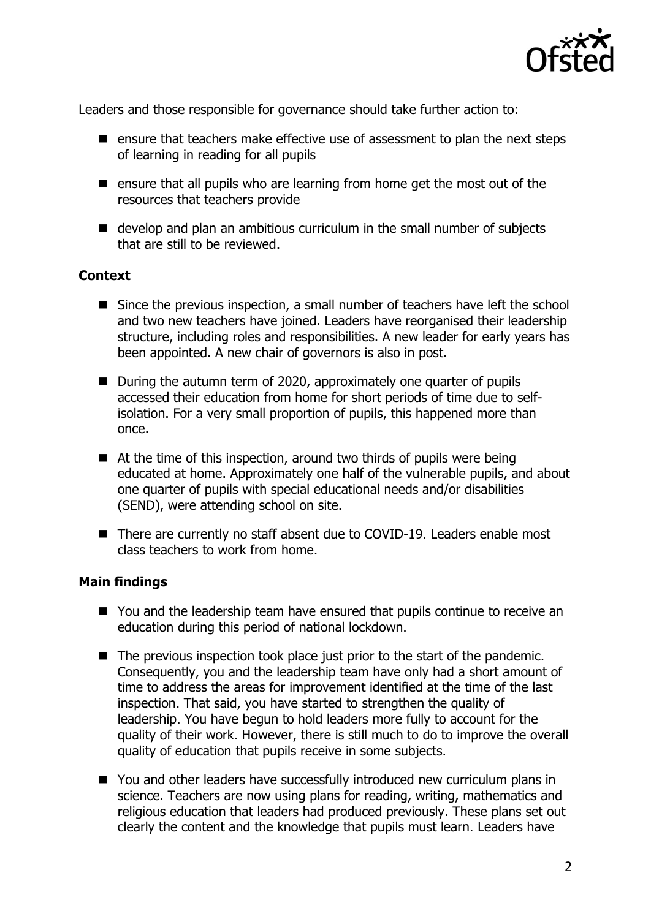Leaders and those responsible for governance should take further action to:

- ensure that teachers make effective use of assessment to plan the next steps of learning in reading for all pupils
- ensure that all pupils who are learning from home get the most out of the resources that teachers provide
- develop and plan an ambitious curriculum in the small number of subjects that are still to be reviewed.

**Context**

- Since the previous inspection, a small number of teachers have left the school and two new teachers have joined. Leaders have reorganised their leadership structure, including roles and responsibilities. A new leader for early years has been appointed. A new chair of governors is also in post.
- During the autumn term of 2020, approximately one quarter of pupils accessed their education from home for short periods of time due to self-isolation. For a very small proportion of pupils, this happened more than once.
- At the time of this inspection, around two thirds of pupils were being educated at home. Approximately one half of the vulnerable pupils, and about one quarter of pupils with special educational needs and/or disabilities (SEND), were attending school on site.
- There are currently no staff absent due to COVID-19. Leaders enable most class teachers to work from home.

**Main findings**

- You and the leadership team have ensured that pupils continue to receive an education during this period of national lockdown.
- The previous inspection took place just prior to the start of the pandemic. Consequently, you and the leadership team have only had a short amount of time to address the areas for improvement identified at the time of the last inspection. That said, you have started to strengthen the quality of leadership. You have begun to hold leaders more fully to account for the quality of their work. However, there is still much to do to improve the overall quality of education that pupils receive in some subjects.
- You and other leaders have successfully introduced new curriculum plans in science. Teachers are now using plans for reading, writing, mathematics and religious education that leaders had produced previously. These plans set out clearly the content and the knowledge that pupils must learn. Leaders have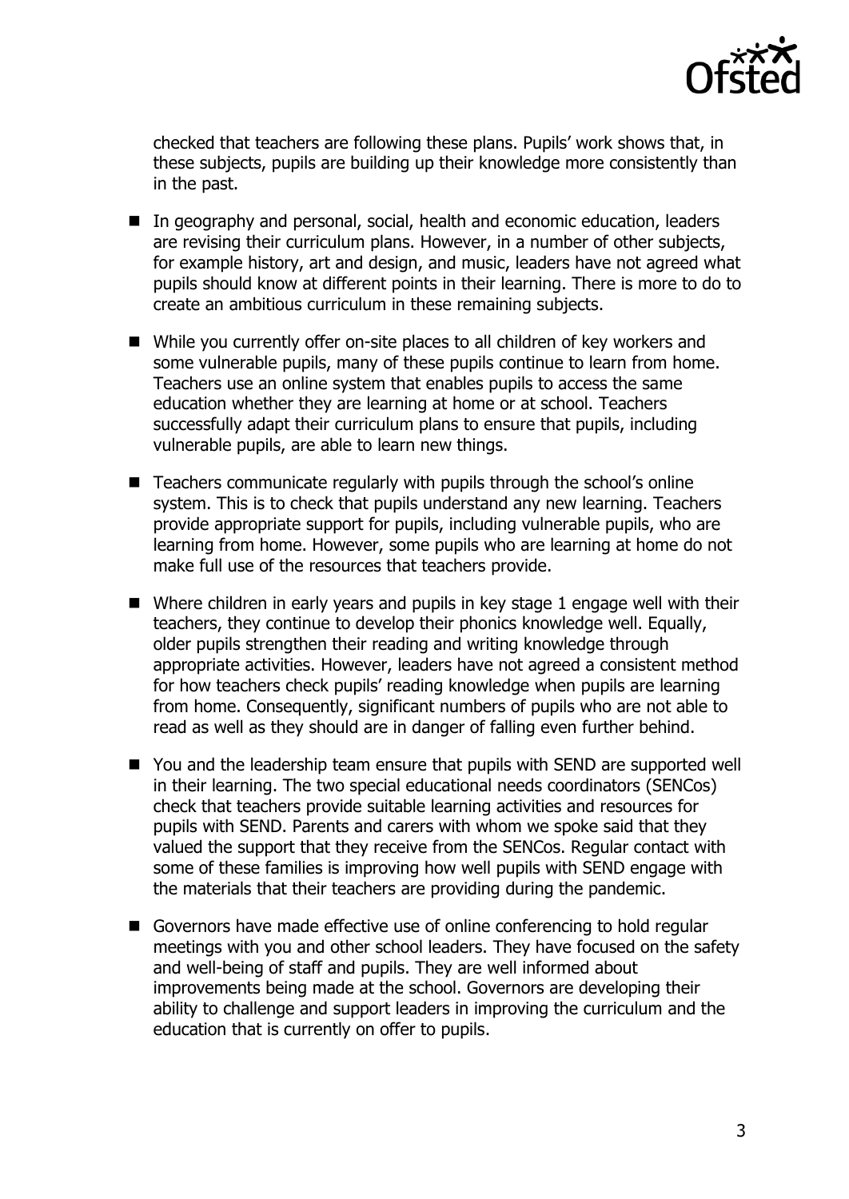checked that teachers are following these plans. Pupils' work shows that, in these subjects, pupils are building up their knowledge more consistently than in the past.

- In geography and personal, social, health and economic education, leaders are revising their curriculum plans. However, in a number of other subjects, for example history, art and design, and music, leaders have not agreed what pupils should know at different points in their learning. There is more to do to create an ambitious curriculum in these remaining subjects.

- While you currently offer on-site places to all children of key workers and some vulnerable pupils, many of these pupils continue to learn from home. Teachers use an online system that enables pupils to access the same education whether they are learning at home or at school. Teachers successfully adapt their curriculum plans to ensure that pupils, including vulnerable pupils, are able to learn new things.

- Teachers communicate regularly with pupils through the school's online system. This is to check that pupils understand any new learning. Teachers provide appropriate support for pupils, including vulnerable pupils, who are learning from home. However, some pupils who are learning at home do not make full use of the resources that teachers provide.

- Where children in early years and pupils in key stage 1 engage well with their teachers, they continue to develop their phonics knowledge well. Equally, older pupils strengthen their reading and writing knowledge through appropriate activities. However, leaders have not agreed a consistent method for how teachers check pupils' reading knowledge when pupils are learning from home. Consequently, significant numbers of pupils who are not able to read as well as they should are in danger of falling even further behind.

- You and the leadership team ensure that pupils with SEND are supported well in their learning. The two special educational needs coordinators (SENCos) check that teachers provide suitable learning activities and resources for pupils with SEND. Parents and carers with whom we spoke said that they valued the support that they receive from the SENCos. Regular contact with some of these families is improving how well pupils with SEND engage with the materials that their teachers are providing during the pandemic.

- Governors have made effective use of online conferencing to hold regular meetings with you and other school leaders. They have focused on the safety and well-being of staff and pupils. They are well informed about improvements being made at the school. Governors are developing their ability to challenge and support leaders in improving the curriculum and the education that is currently on offer to pupils.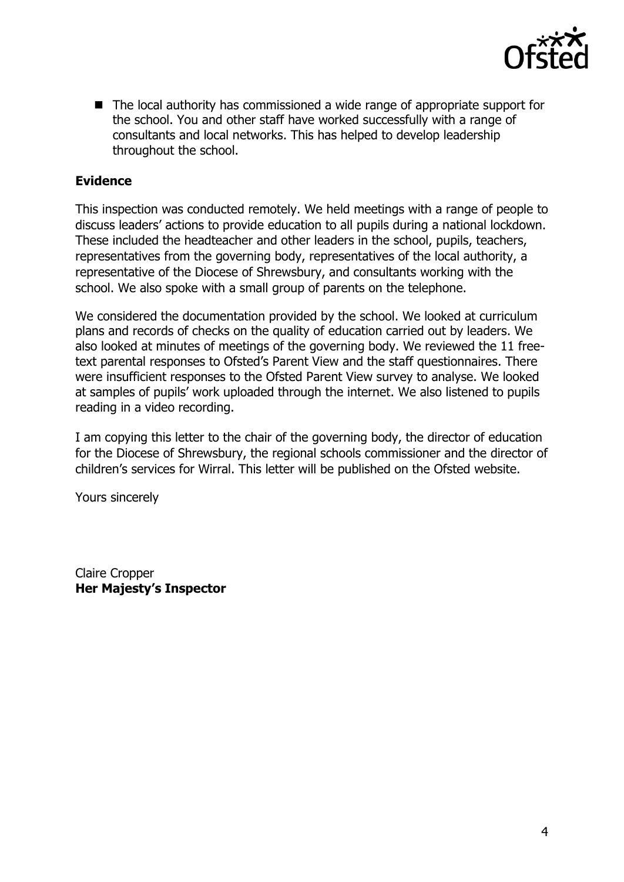- The local authority has commissioned a wide range of appropriate support for the school. You and other staff have worked successfully with a range of consultants and local networks. This has helped to develop leadership throughout the school.

**Evidence**

This inspection was conducted remotely. We held meetings with a range of people to discuss leaders' actions to provide education to all pupils during a national lockdown. These included the headteacher and other leaders in the school, pupils, teachers, representatives from the governing body, representatives of the local authority, a representative of the Diocese of Shrewsbury, and consultants working with the school. We also spoke with a small group of parents on the telephone.

We considered the documentation provided by the school. We looked at curriculum plans and records of checks on the quality of education carried out by leaders. We also looked at minutes of meetings of the governing body. We reviewed the 11 free-text parental responses to Ofsted's Parent View and the staff questionnaires. There were insufficient responses to the Ofsted Parent View survey to analyse. We looked at samples of pupils' work uploaded through the internet. We also listened to pupils reading in a video recording.

I am copying this letter to the chair of the governing body, the director of education for the Diocese of Shrewsbury, the regional schools commissioner and the director of children's services for Wirral. This letter will be published on the Ofsted website.

Yours sincerely

Claire Cropper
**Her Majesty's Inspector**